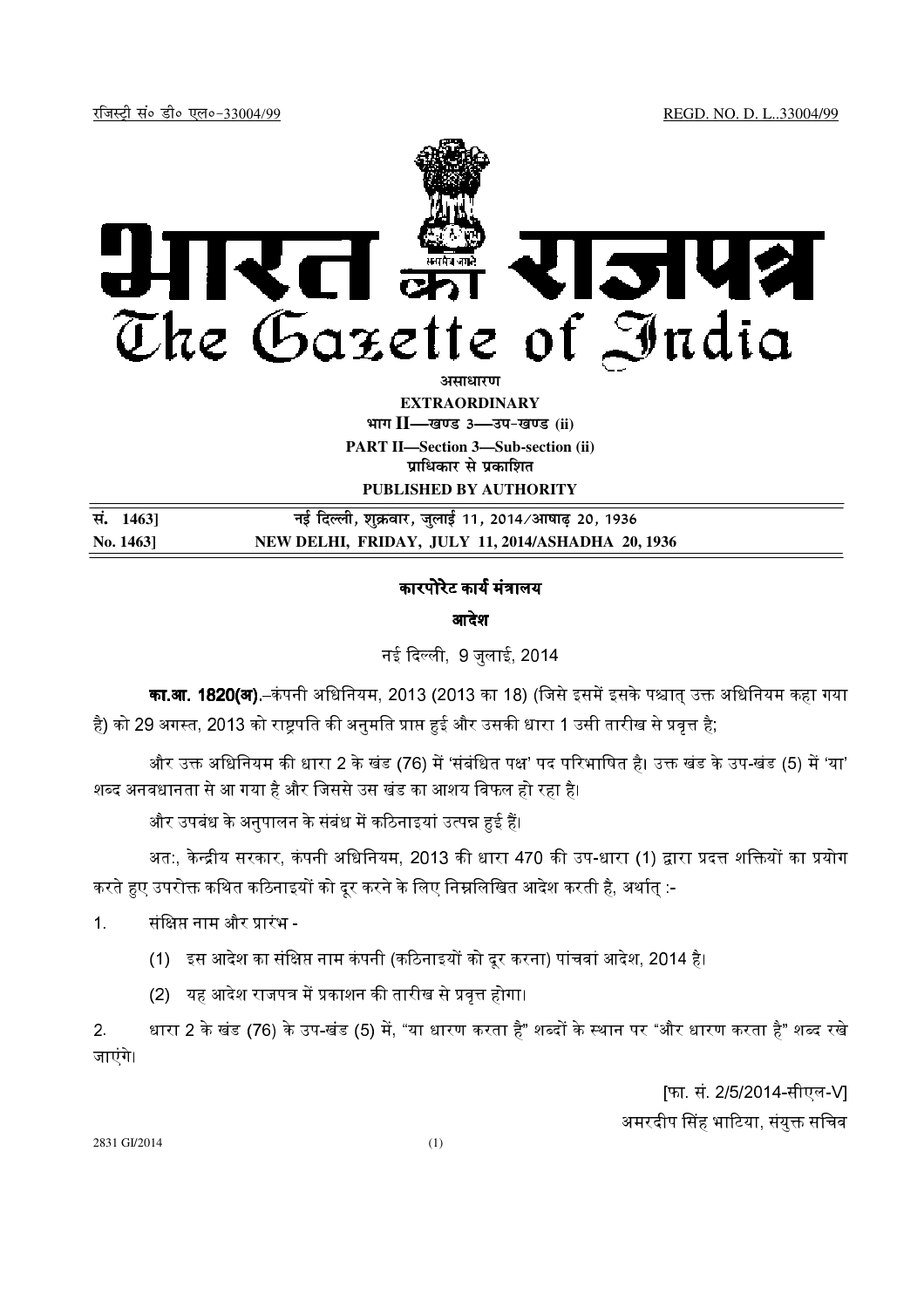रजिस्ट्री सं० डी० एल०-33004/99 REGD. NO. D. L.-33004/99

# भारत का राजपत्र
# The Gazette of India

**असाधारण**

**EXTRAORDINARY**

**भाग II—खण्ड 3—उप-खण्ड (ii)**

**PART II—Section 3—Sub-section (ii)**

**प्राधिकार से प्रकाशित**

**PUBLISHED BY AUTHORITY**

| सं. 1463] | नई दिल्ली, शुक्रवार, जुलाई 11, 2014/आषाढ़ 20, 1936 |
|---|---|
| No. 1463] | NEW DELHI, FRIDAY, JULY 11, 2014/ASHADHA 20, 1936 |

## कारपोरेट कार्य मंत्रालय

### आदेश

नई दिल्ली, 9 जुलाई, 2014

**का.आ. 1820(अ).**–कंपनी अधिनियम, 2013 (2013 का 18) (जिसे इसमें इसके पश्चात् उक्त अधिनियम कहा गया है) को 29 अगस्त, 2013 को राष्ट्रपति की अनुमति प्राप्त हुई और उसकी धारा 1 उसी तारीख से प्रवृत्त है;

और उक्त अधिनियम की धारा 2 के खंड (76) में 'संबंधित पक्ष' पद परिभाषित है। उक्त खंड के उप-खंड (5) में 'या' शब्द अनवधानता से आ गया है और जिससे उस खंड का आशय विफल हो रहा है।

और उपबंध के अनुपालन के संबंध में कठिनाइयां उत्पन्न हुई हैं।

अतः, केन्द्रीय सरकार, कंपनी अधिनियम, 2013 की धारा 470 की उप-धारा (1) द्वारा प्रदत्त शक्तियों का प्रयोग करते हुए उपरोक्त कथित कठिनाइयों को दूर करने के लिए निम्नलिखित आदेश करती है, अर्थात् :-

1. संक्षिप्त नाम और प्रारंभ -

   (1) इस आदेश का संक्षिप्त नाम कंपनी (कठिनाइयों को दूर करना) पांचवां आदेश, 2014 है।

   (2) यह आदेश राजपत्र में प्रकाशन की तारीख से प्रवृत्त होगा।

2. धारा 2 के खंड (76) के उप-खंड (5) में, "या धारण करता है" शब्दों के स्थान पर "और धारण करता है" शब्द रखे जाएंगे।

[फा. सं. 2/5/2014-सीएल-V]

अमरदीप सिंह भाटिया, संयुक्त सचिव

2831 GI/2014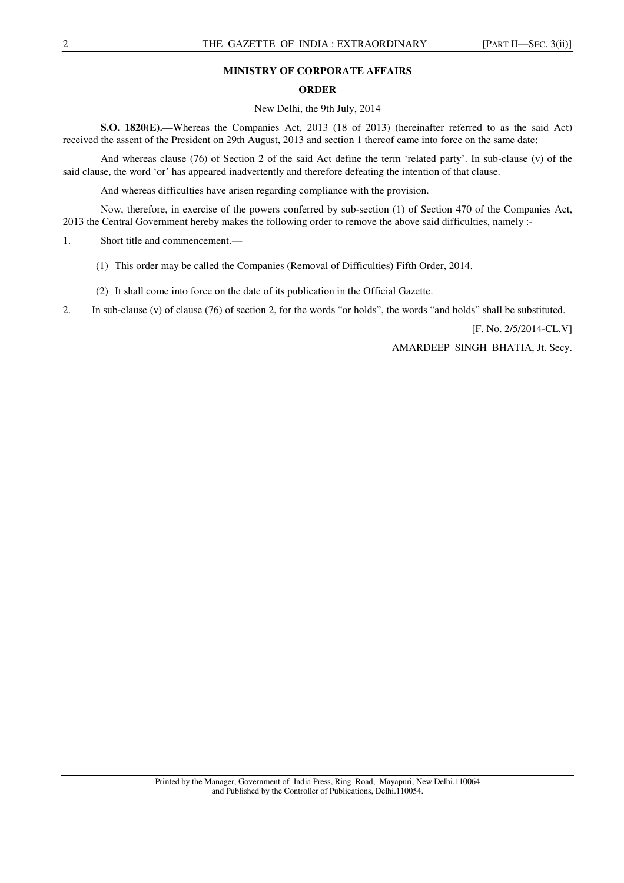## MINISTRY OF CORPORATE AFFAIRS

### ORDER

New Delhi, the 9th July, 2014

**S.O. 1820(E).—**Whereas the Companies Act, 2013 (18 of 2013) (hereinafter referred to as the said Act) received the assent of the President on 29th August, 2013 and section 1 thereof came into force on the same date;

And whereas clause (76) of Section 2 of the said Act define the term 'related party'. In sub-clause (v) of the said clause, the word 'or' has appeared inadvertently and therefore defeating the intention of that clause.

And whereas difficulties have arisen regarding compliance with the provision.

Now, therefore, in exercise of the powers conferred by sub-section (1) of Section 470 of the Companies Act, 2013 the Central Government hereby makes the following order to remove the above said difficulties, namely :-

1. Short title and commencement.—

   (1) This order may be called the Companies (Removal of Difficulties) Fifth Order, 2014.

   (2) It shall come into force on the date of its publication in the Official Gazette.

2. In sub-clause (v) of clause (76) of section 2, for the words "or holds", the words "and holds" shall be substituted.

[F. No. 2/5/2014-CL.V]

AMARDEEP SINGH BHATIA, Jt. Secy.

Printed by the Manager, Government of India Press, Ring Road, Mayapuri, New Delhi.110064
and Published by the Controller of Publications, Delhi.110054.